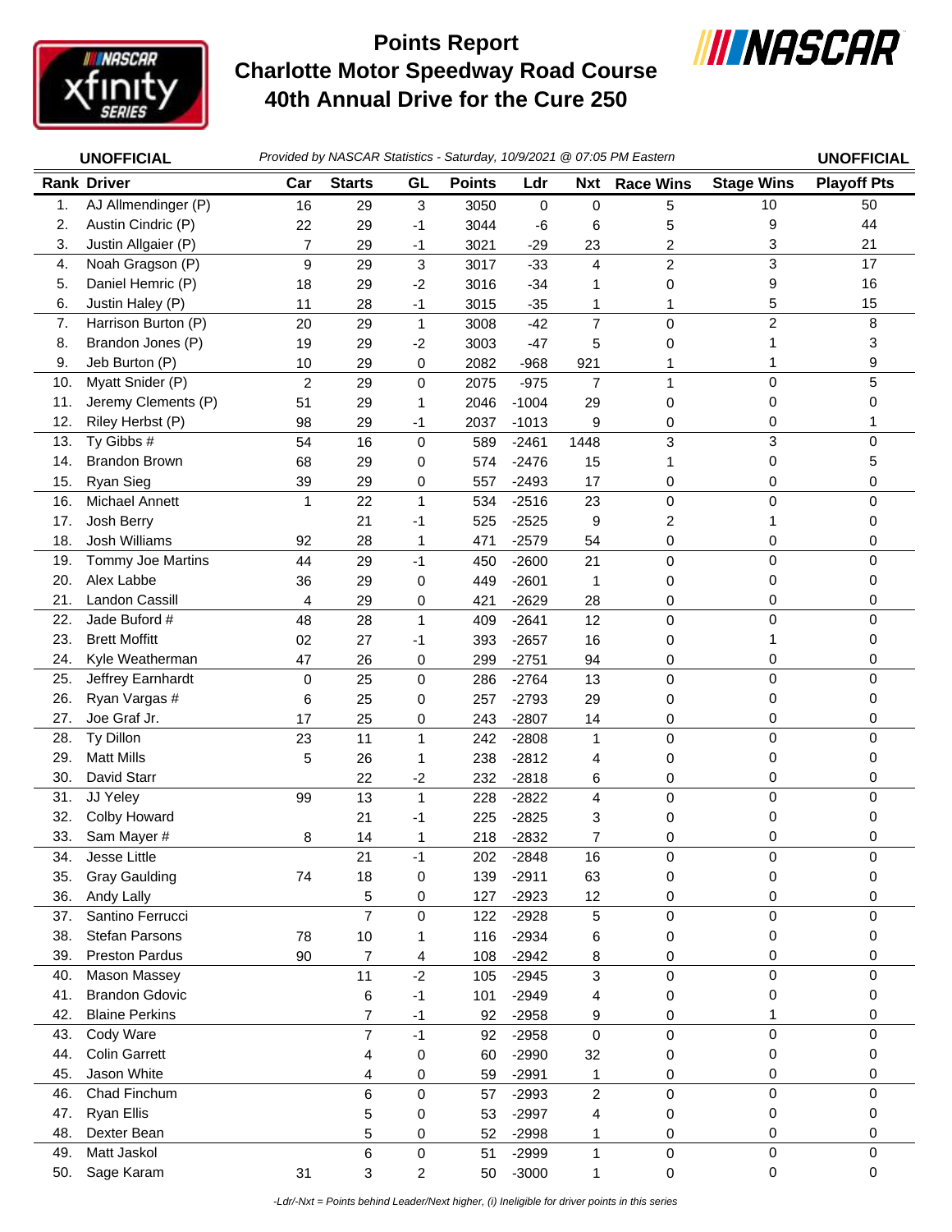# Points Report
## Charlotte Motor Speedway Road Course
## 40th Annual Drive for the Cure 250

**UNOFFICIAL** — *Provided by NASCAR Statistics - Saturday, 10/9/2021 @ 07:05 PM Eastern* — **UNOFFICIAL**

| Rank | Driver | Car | Starts | GL | Points | Ldr | Nxt | Race Wins | Stage Wins | Playoff Pts |
|---|---|---|---|---|---|---|---|---|---|---|
| 1. | AJ Allmendinger (P) | 16 | 29 | 3 | 3050 | 0 | 0 | 5 | 10 | 50 |
| 2. | Austin Cindric (P) | 22 | 29 | -1 | 3044 | -6 | 6 | 5 | 9 | 44 |
| 3. | Justin Allgaier (P) | 7 | 29 | -1 | 3021 | -29 | 23 | 2 | 3 | 21 |
| 4. | Noah Gragson (P) | 9 | 29 | 3 | 3017 | -33 | 4 | 2 | 3 | 17 |
| 5. | Daniel Hemric (P) | 18 | 29 | -2 | 3016 | -34 | 1 | 0 | 9 | 16 |
| 6. | Justin Haley (P) | 11 | 28 | -1 | 3015 | -35 | 1 | 1 | 5 | 15 |
| 7. | Harrison Burton (P) | 20 | 29 | 1 | 3008 | -42 | 7 | 0 | 2 | 8 |
| 8. | Brandon Jones (P) | 19 | 29 | -2 | 3003 | -47 | 5 | 0 | 1 | 3 |
| 9. | Jeb Burton (P) | 10 | 29 | 0 | 2082 | -968 | 921 | 1 | 1 | 9 |
| 10. | Myatt Snider (P) | 2 | 29 | 0 | 2075 | -975 | 7 | 1 | 0 | 5 |
| 11. | Jeremy Clements (P) | 51 | 29 | 1 | 2046 | -1004 | 29 | 0 | 0 | 0 |
| 12. | Riley Herbst (P) | 98 | 29 | -1 | 2037 | -1013 | 9 | 0 | 0 | 1 |
| 13. | Ty Gibbs # | 54 | 16 | 0 | 589 | -2461 | 1448 | 3 | 3 | 0 |
| 14. | Brandon Brown | 68 | 29 | 0 | 574 | -2476 | 15 | 1 | 0 | 5 |
| 15. | Ryan Sieg | 39 | 29 | 0 | 557 | -2493 | 17 | 0 | 0 | 0 |
| 16. | Michael Annett | 1 | 22 | 1 | 534 | -2516 | 23 | 0 | 0 | 0 |
| 17. | Josh Berry | | 21 | -1 | 525 | -2525 | 9 | 2 | 1 | 0 |
| 18. | Josh Williams | 92 | 28 | 1 | 471 | -2579 | 54 | 0 | 0 | 0 |
| 19. | Tommy Joe Martins | 44 | 29 | -1 | 450 | -2600 | 21 | 0 | 0 | 0 |
| 20. | Alex Labbe | 36 | 29 | 0 | 449 | -2601 | 1 | 0 | 0 | 0 |
| 21. | Landon Cassill | 4 | 29 | 0 | 421 | -2629 | 28 | 0 | 0 | 0 |
| 22. | Jade Buford # | 48 | 28 | 1 | 409 | -2641 | 12 | 0 | 0 | 0 |
| 23. | Brett Moffitt | 02 | 27 | -1 | 393 | -2657 | 16 | 0 | 1 | 0 |
| 24. | Kyle Weatherman | 47 | 26 | 0 | 299 | -2751 | 94 | 0 | 0 | 0 |
| 25. | Jeffrey Earnhardt | 0 | 25 | 0 | 286 | -2764 | 13 | 0 | 0 | 0 |
| 26. | Ryan Vargas # | 6 | 25 | 0 | 257 | -2793 | 29 | 0 | 0 | 0 |
| 27. | Joe Graf Jr. | 17 | 25 | 0 | 243 | -2807 | 14 | 0 | 0 | 0 |
| 28. | Ty Dillon | 23 | 11 | 1 | 242 | -2808 | 1 | 0 | 0 | 0 |
| 29. | Matt Mills | 5 | 26 | 1 | 238 | -2812 | 4 | 0 | 0 | 0 |
| 30. | David Starr | | 22 | -2 | 232 | -2818 | 6 | 0 | 0 | 0 |
| 31. | JJ Yeley | 99 | 13 | 1 | 228 | -2822 | 4 | 0 | 0 | 0 |
| 32. | Colby Howard | | 21 | -1 | 225 | -2825 | 3 | 0 | 0 | 0 |
| 33. | Sam Mayer # | 8 | 14 | 1 | 218 | -2832 | 7 | 0 | 0 | 0 |
| 34. | Jesse Little | | 21 | -1 | 202 | -2848 | 16 | 0 | 0 | 0 |
| 35. | Gray Gaulding | 74 | 18 | 0 | 139 | -2911 | 63 | 0 | 0 | 0 |
| 36. | Andy Lally | | 5 | 0 | 127 | -2923 | 12 | 0 | 0 | 0 |
| 37. | Santino Ferrucci | | 7 | 0 | 122 | -2928 | 5 | 0 | 0 | 0 |
| 38. | Stefan Parsons | 78 | 10 | 1 | 116 | -2934 | 6 | 0 | 0 | 0 |
| 39. | Preston Pardus | 90 | 7 | 4 | 108 | -2942 | 8 | 0 | 0 | 0 |
| 40. | Mason Massey | | 11 | -2 | 105 | -2945 | 3 | 0 | 0 | 0 |
| 41. | Brandon Gdovic | | 6 | -1 | 101 | -2949 | 4 | 0 | 0 | 0 |
| 42. | Blaine Perkins | | 7 | -1 | 92 | -2958 | 9 | 0 | 1 | 0 |
| 43. | Cody Ware | | 7 | -1 | 92 | -2958 | 0 | 0 | 0 | 0 |
| 44. | Colin Garrett | | 4 | 0 | 60 | -2990 | 32 | 0 | 0 | 0 |
| 45. | Jason White | | 4 | 0 | 59 | -2991 | 1 | 0 | 0 | 0 |
| 46. | Chad Finchum | | 6 | 0 | 57 | -2993 | 2 | 0 | 0 | 0 |
| 47. | Ryan Ellis | | 5 | 0 | 53 | -2997 | 4 | 0 | 0 | 0 |
| 48. | Dexter Bean | | 5 | 0 | 52 | -2998 | 1 | 0 | 0 | 0 |
| 49. | Matt Jaskol | | 6 | 0 | 51 | -2999 | 1 | 0 | 0 | 0 |
| 50. | Sage Karam | 31 | 3 | 2 | 50 | -3000 | 1 | 0 | 0 | 0 |

*-Ldr/-Nxt = Points behind Leader/Next higher, (i) Ineligible for driver points in this series*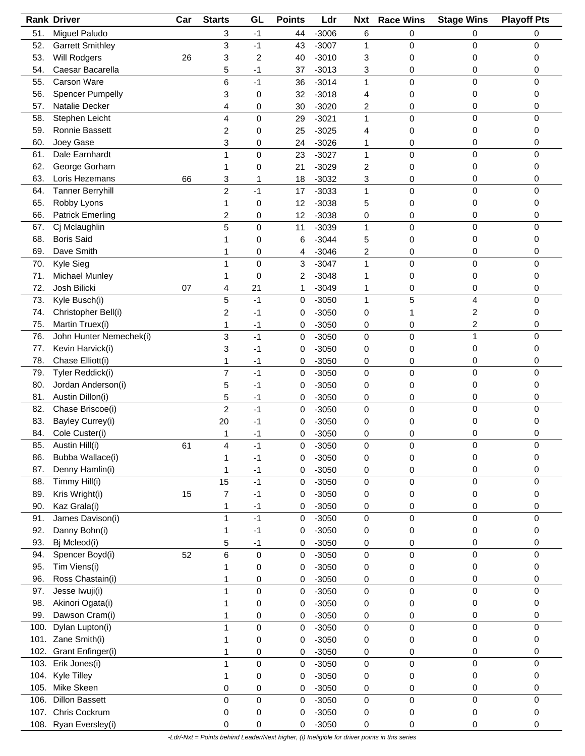| Rank | Driver | Car | Starts | GL | Points | Ldr | Nxt | Race Wins | Stage Wins | Playoff Pts |
|---|---|---|---|---|---|---|---|---|---|---|
| 51. | Miguel Paludo | | 3 | -1 | 44 | -3006 | 6 | 0 | 0 | 0 |
| 52. | Garrett Smithley | | 3 | -1 | 43 | -3007 | 1 | 0 | 0 | 0 |
| 53. | Will Rodgers | 26 | 3 | 2 | 40 | -3010 | 3 | 0 | 0 | 0 |
| 54. | Caesar Bacarella | | 5 | -1 | 37 | -3013 | 3 | 0 | 0 | 0 |
| 55. | Carson Ware | | 6 | -1 | 36 | -3014 | 1 | 0 | 0 | 0 |
| 56. | Spencer Pumpelly | | 3 | 0 | 32 | -3018 | 4 | 0 | 0 | 0 |
| 57. | Natalie Decker | | 4 | 0 | 30 | -3020 | 2 | 0 | 0 | 0 |
| 58. | Stephen Leicht | | 4 | 0 | 29 | -3021 | 1 | 0 | 0 | 0 |
| 59. | Ronnie Bassett | | 2 | 0 | 25 | -3025 | 4 | 0 | 0 | 0 |
| 60. | Joey Gase | | 3 | 0 | 24 | -3026 | 1 | 0 | 0 | 0 |
| 61. | Dale Earnhardt | | 1 | 0 | 23 | -3027 | 1 | 0 | 0 | 0 |
| 62. | George Gorham | | 1 | 0 | 21 | -3029 | 2 | 0 | 0 | 0 |
| 63. | Loris Hezemans | 66 | 3 | 1 | 18 | -3032 | 3 | 0 | 0 | 0 |
| 64. | Tanner Berryhill | | 2 | -1 | 17 | -3033 | 1 | 0 | 0 | 0 |
| 65. | Robby Lyons | | 1 | 0 | 12 | -3038 | 5 | 0 | 0 | 0 |
| 66. | Patrick Emerling | | 2 | 0 | 12 | -3038 | 0 | 0 | 0 | 0 |
| 67. | Cj Mclaughlin | | 5 | 0 | 11 | -3039 | 1 | 0 | 0 | 0 |
| 68. | Boris Said | | 1 | 0 | 6 | -3044 | 5 | 0 | 0 | 0 |
| 69. | Dave Smith | | 1 | 0 | 4 | -3046 | 2 | 0 | 0 | 0 |
| 70. | Kyle Sieg | | 1 | 0 | 3 | -3047 | 1 | 0 | 0 | 0 |
| 71. | Michael Munley | | 1 | 0 | 2 | -3048 | 1 | 0 | 0 | 0 |
| 72. | Josh Bilicki | 07 | 4 | 21 | 1 | -3049 | 1 | 0 | 0 | 0 |
| 73. | Kyle Busch(i) | | 5 | -1 | 0 | -3050 | 1 | 5 | 4 | 0 |
| 74. | Christopher Bell(i) | | 2 | -1 | 0 | -3050 | 0 | 1 | 2 | 0 |
| 75. | Martin Truex(i) | | 1 | -1 | 0 | -3050 | 0 | 0 | 2 | 0 |
| 76. | John Hunter Nemechek(i) | | 3 | -1 | 0 | -3050 | 0 | 0 | 1 | 0 |
| 77. | Kevin Harvick(i) | | 3 | -1 | 0 | -3050 | 0 | 0 | 0 | 0 |
| 78. | Chase Elliott(i) | | 1 | -1 | 0 | -3050 | 0 | 0 | 0 | 0 |
| 79. | Tyler Reddick(i) | | 7 | -1 | 0 | -3050 | 0 | 0 | 0 | 0 |
| 80. | Jordan Anderson(i) | | 5 | -1 | 0 | -3050 | 0 | 0 | 0 | 0 |
| 81. | Austin Dillon(i) | | 5 | -1 | 0 | -3050 | 0 | 0 | 0 | 0 |
| 82. | Chase Briscoe(i) | | 2 | -1 | 0 | -3050 | 0 | 0 | 0 | 0 |
| 83. | Bayley Currey(i) | | 20 | -1 | 0 | -3050 | 0 | 0 | 0 | 0 |
| 84. | Cole Custer(i) | | 1 | -1 | 0 | -3050 | 0 | 0 | 0 | 0 |
| 85. | Austin Hill(i) | 61 | 4 | -1 | 0 | -3050 | 0 | 0 | 0 | 0 |
| 86. | Bubba Wallace(i) | | 1 | -1 | 0 | -3050 | 0 | 0 | 0 | 0 |
| 87. | Denny Hamlin(i) | | 1 | -1 | 0 | -3050 | 0 | 0 | 0 | 0 |
| 88. | Timmy Hill(i) | | 15 | -1 | 0 | -3050 | 0 | 0 | 0 | 0 |
| 89. | Kris Wright(i) | 15 | 7 | -1 | 0 | -3050 | 0 | 0 | 0 | 0 |
| 90. | Kaz Grala(i) | | 1 | -1 | 0 | -3050 | 0 | 0 | 0 | 0 |
| 91. | James Davison(i) | | 1 | -1 | 0 | -3050 | 0 | 0 | 0 | 0 |
| 92. | Danny Bohn(i) | | 1 | -1 | 0 | -3050 | 0 | 0 | 0 | 0 |
| 93. | Bj Mcleod(i) | | 5 | -1 | 0 | -3050 | 0 | 0 | 0 | 0 |
| 94. | Spencer Boyd(i) | 52 | 6 | 0 | 0 | -3050 | 0 | 0 | 0 | 0 |
| 95. | Tim Viens(i) | | 1 | 0 | 0 | -3050 | 0 | 0 | 0 | 0 |
| 96. | Ross Chastain(i) | | 1 | 0 | 0 | -3050 | 0 | 0 | 0 | 0 |
| 97. | Jesse Iwuji(i) | | 1 | 0 | 0 | -3050 | 0 | 0 | 0 | 0 |
| 98. | Akinori Ogata(i) | | 1 | 0 | 0 | -3050 | 0 | 0 | 0 | 0 |
| 99. | Dawson Cram(i) | | 1 | 0 | 0 | -3050 | 0 | 0 | 0 | 0 |
| 100. | Dylan Lupton(i) | | 1 | 0 | 0 | -3050 | 0 | 0 | 0 | 0 |
| 101. | Zane Smith(i) | | 1 | 0 | 0 | -3050 | 0 | 0 | 0 | 0 |
| 102. | Grant Enfinger(i) | | 1 | 0 | 0 | -3050 | 0 | 0 | 0 | 0 |
| 103. | Erik Jones(i) | | 1 | 0 | 0 | -3050 | 0 | 0 | 0 | 0 |
| 104. | Kyle Tilley | | 1 | 0 | 0 | -3050 | 0 | 0 | 0 | 0 |
| 105. | Mike Skeen | | 0 | 0 | 0 | -3050 | 0 | 0 | 0 | 0 |
| 106. | Dillon Bassett | | 0 | 0 | 0 | -3050 | 0 | 0 | 0 | 0 |
| 107. | Chris Cockrum | | 0 | 0 | 0 | -3050 | 0 | 0 | 0 | 0 |
| 108. | Ryan Eversley(i) | | 0 | 0 | 0 | -3050 | 0 | 0 | 0 | 0 |

*-Ldr/-Nxt = Points behind Leader/Next higher, (i) Ineligible for driver points in this series*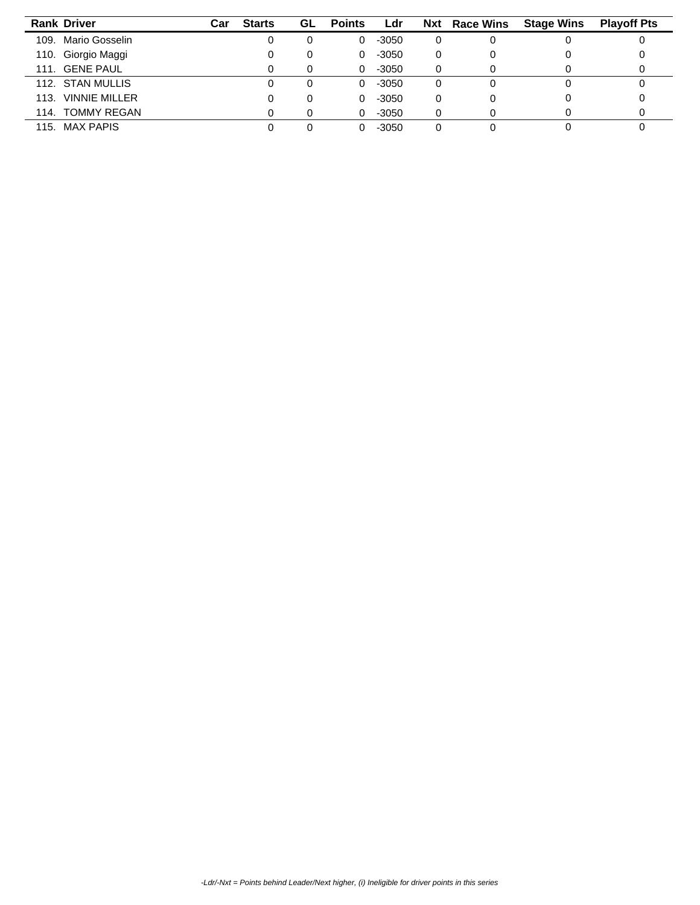| Rank | Driver | Car | Starts | GL | Points | Ldr | Nxt | Race Wins | Stage Wins | Playoff Pts |
|---|---|---|---|---|---|---|---|---|---|---|
| 109. | Mario Gosselin | | 0 | 0 | 0 | -3050 | 0 | 0 | 0 | 0 |
| 110. | Giorgio Maggi | | 0 | 0 | 0 | -3050 | 0 | 0 | 0 | 0 |
| 111. | GENE PAUL | | 0 | 0 | 0 | -3050 | 0 | 0 | 0 | 0 |
| 112. | STAN MULLIS | | 0 | 0 | 0 | -3050 | 0 | 0 | 0 | 0 |
| 113. | VINNIE MILLER | | 0 | 0 | 0 | -3050 | 0 | 0 | 0 | 0 |
| 114. | TOMMY REGAN | | 0 | 0 | 0 | -3050 | 0 | 0 | 0 | 0 |
| 115. | MAX PAPIS | | 0 | 0 | 0 | -3050 | 0 | 0 | 0 | 0 |

*-Ldr/-Nxt = Points behind Leader/Next higher, (i) Ineligible for driver points in this series*